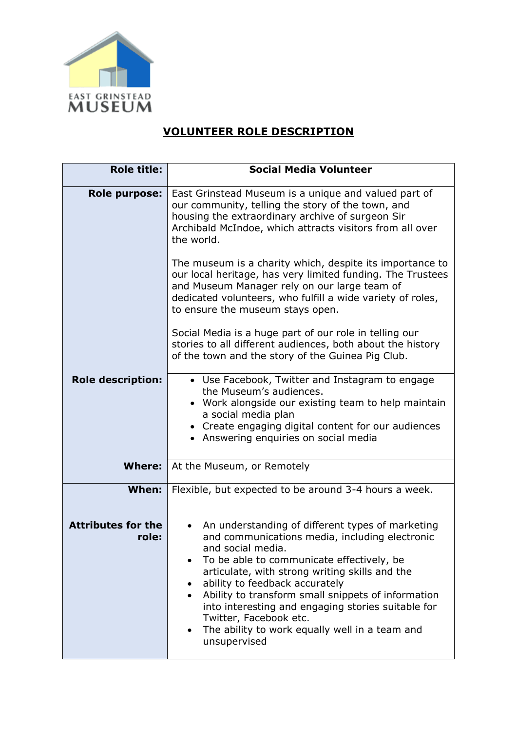EAST GRINSTEAD
MUSEUM

## VOLUNTEER ROLE DESCRIPTION

| | |
|---|---|
| **Role title:** | **Social Media Volunteer** |
| **Role purpose:** | East Grinstead Museum is a unique and valued part of our community, telling the story of the town, and housing the extraordinary archive of surgeon Sir Archibald McIndoe, which attracts visitors from all over the world.<br><br>The museum is a charity which, despite its importance to our local heritage, has very limited funding. The Trustees and Museum Manager rely on our large team of dedicated volunteers, who fulfill a wide variety of roles, to ensure the museum stays open.<br><br>Social Media is a huge part of our role in telling our stories to all different audiences, both about the history of the town and the story of the Guinea Pig Club. |
| **Role description:** | • Use Facebook, Twitter and Instagram to engage the Museum's audiences.<br>• Work alongside our existing team to help maintain a social media plan<br>• Create engaging digital content for our audiences<br>• Answering enquiries on social media |
| **Where:** | At the Museum, or Remotely |
| **When:** | Flexible, but expected to be around 3-4 hours a week. |
| **Attributes for the role:** | • An understanding of different types of marketing and communications media, including electronic and social media.<br>• To be able to communicate effectively, be articulate, with strong writing skills and the<br>• ability to feedback accurately<br>• Ability to transform small snippets of information into interesting and engaging stories suitable for Twitter, Facebook etc.<br>• The ability to work equally well in a team and unsupervised |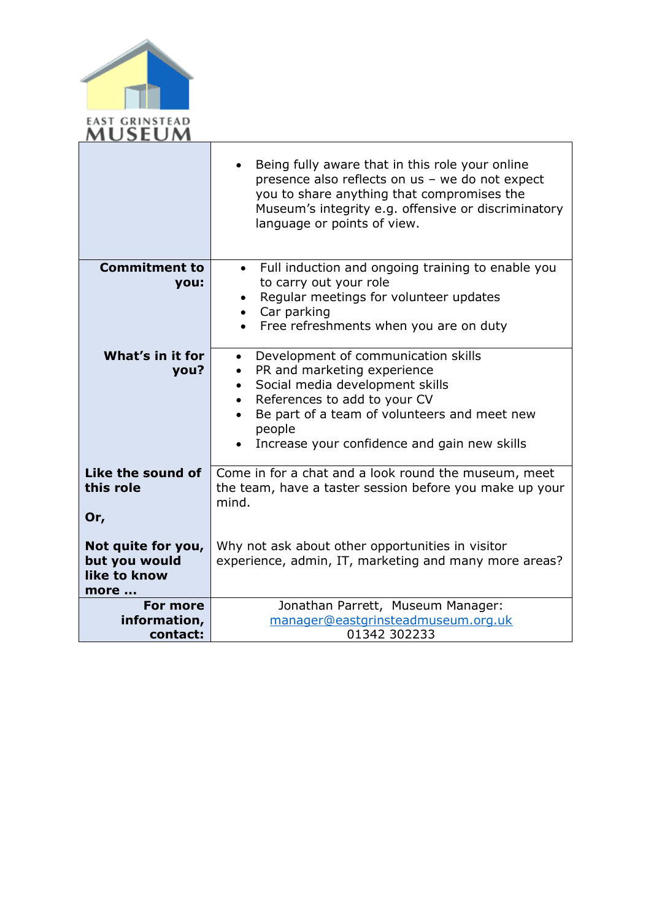EAST GRINSTEAD MUSEUM

| | |
|---|---|
| | • Being fully aware that in this role your online presence also reflects on us – we do not expect you to share anything that compromises the Museum's integrity e.g. offensive or discriminatory language or points of view. |
| **Commitment to you:** | • Full induction and ongoing training to enable you to carry out your role<br>• Regular meetings for volunteer updates<br>• Car parking<br>• Free refreshments when you are on duty |
| **What's in it for you?** | • Development of communication skills<br>• PR and marketing experience<br>• Social media development skills<br>• References to add to your CV<br>• Be part of a team of volunteers and meet new people<br>• Increase your confidence and gain new skills |
| **Like the sound of this role** | Come in for a chat and a look round the museum, meet the team, have a taster session before you make up your mind. |
| **Or,** | |
| **Not quite for you, but you would like to know more …** | Why not ask about other opportunities in visitor experience, admin, IT, marketing and many more areas? |
| **For more information, contact:** | Jonathan Parrett, Museum Manager:<br>manager@eastgrinsteadmuseum.org.uk<br>01342 302233 |